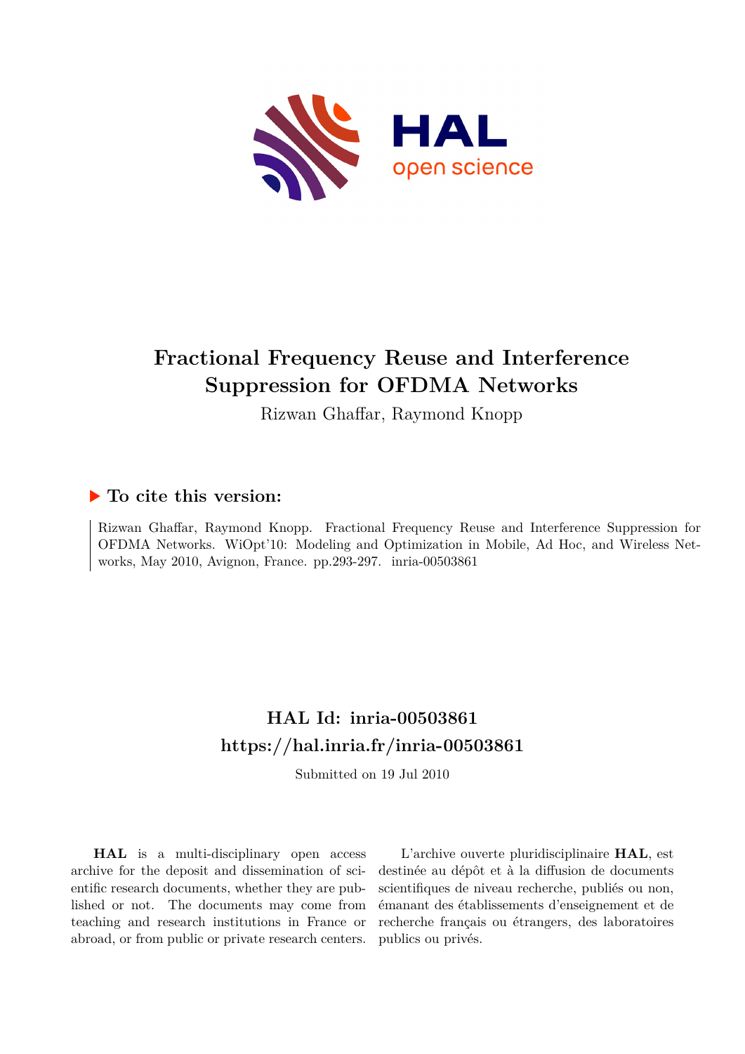# Fractional Frequency Reuse and Interference Suppression for OFDMA Networks

Rizwan Ghaffar, Raymond Knopp

## To cite this version:

Rizwan Ghaffar, Raymond Knopp. Fractional Frequency Reuse and Interference Suppression for OFDMA Networks. WiOpt'10: Modeling and Optimization in Mobile, Ad Hoc, and Wireless Networks, May 2010, Avignon, France. pp.293-297. inria-00503861

## HAL Id: inria-00503861
## https://hal.inria.fr/inria-00503861

Submitted on 19 Jul 2010

**HAL** is a multi-disciplinary open access archive for the deposit and dissemination of scientific research documents, whether they are published or not. The documents may come from teaching and research institutions in France or abroad, or from public or private research centers.

L'archive ouverte pluridisciplinaire **HAL**, est destinée au dépôt et à la diffusion de documents scientifiques de niveau recherche, publiés ou non, émanant des établissements d'enseignement et de recherche français ou étrangers, des laboratoires publics ou privés.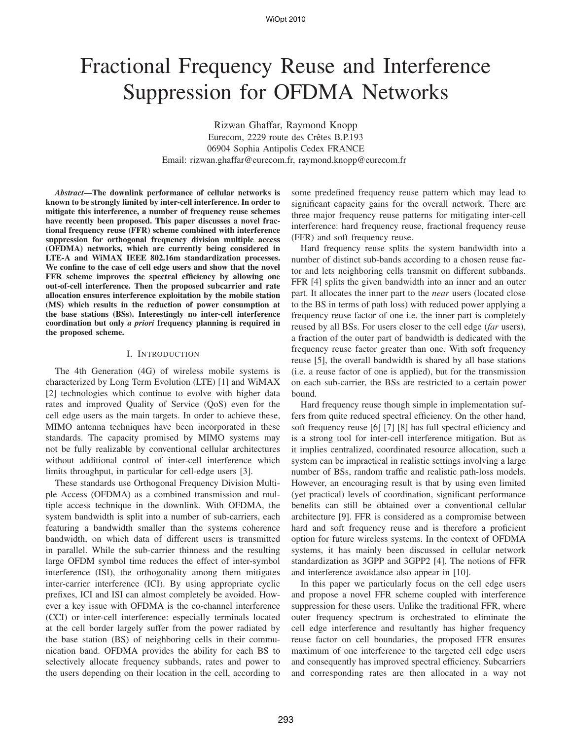# Fractional Frequency Reuse and Interference Suppression for OFDMA Networks

Rizwan Ghaffar, Raymond Knopp
Eurecom, 2229 route des Crêtes B.P.193
06904 Sophia Antipolis Cedex FRANCE
Email: rizwan.ghaffar@eurecom.fr, raymond.knopp@eurecom.fr

***Abstract*—The downlink performance of cellular networks is known to be strongly limited by inter-cell interference. In order to mitigate this interference, a number of frequency reuse schemes have recently been proposed. This paper discusses a novel fractional frequency reuse (FFR) scheme combined with interference suppression for orthogonal frequency division multiple access (OFDMA) networks, which are currently being considered in LTE-A and WiMAX IEEE 802.16m standardization processes. We confine to the case of cell edge users and show that the novel FFR scheme improves the spectral efficiency by allowing one out-of-cell interference. Then the proposed subcarrier and rate allocation ensures interference exploitation by the mobile station (MS) which results in the reduction of power consumption at the base stations (BSs). Interestingly no inter-cell interference coordination but only *a priori* frequency planning is required in the proposed scheme.**

## I. Introduction

The 4th Generation (4G) of wireless mobile systems is characterized by Long Term Evolution (LTE) [1] and WiMAX [2] technologies which continue to evolve with higher data rates and improved Quality of Service (QoS) even for the cell edge users as the main targets. In order to achieve these, MIMO antenna techniques have been incorporated in these standards. The capacity promised by MIMO systems may not be fully realizable by conventional cellular architectures without additional control of inter-cell interference which limits throughput, in particular for cell-edge users [3].

These standards use Orthogonal Frequency Division Multiple Access (OFDMA) as a combined transmission and multiple access technique in the downlink. With OFDMA, the system bandwidth is split into a number of sub-carriers, each featuring a bandwidth smaller than the systems coherence bandwidth, on which data of different users is transmitted in parallel. While the sub-carrier thinness and the resulting large OFDM symbol time reduces the effect of inter-symbol interference (ISI), the orthogonality among them mitigates inter-carrier interference (ICI). By using appropriate cyclic prefixes, ICI and ISI can almost completely be avoided. However a key issue with OFDMA is the co-channel interference (CCI) or inter-cell interference: especially terminals located at the cell border largely suffer from the power radiated by the base station (BS) of neighboring cells in their communication band. OFDMA provides the ability for each BS to selectively allocate frequency subbands, rates and power to the users depending on their location in the cell, according to some predefined frequency reuse pattern which may lead to significant capacity gains for the overall network. There are three major frequency reuse patterns for mitigating inter-cell interference: hard frequency reuse, fractional frequency reuse (FFR) and soft frequency reuse.

Hard frequency reuse splits the system bandwidth into a number of distinct sub-bands according to a chosen reuse factor and lets neighboring cells transmit on different subbands. FFR [4] splits the given bandwidth into an inner and an outer part. It allocates the inner part to the *near* users (located close to the BS in terms of path loss) with reduced power applying a frequency reuse factor of one i.e. the inner part is completely reused by all BSs. For users closer to the cell edge (*far* users), a fraction of the outer part of bandwidth is dedicated with the frequency reuse factor greater than one. With soft frequency reuse [5], the overall bandwidth is shared by all base stations (i.e. a reuse factor of one is applied), but for the transmission on each sub-carrier, the BSs are restricted to a certain power bound.

Hard frequency reuse though simple in implementation suffers from quite reduced spectral efficiency. On the other hand, soft frequency reuse [6] [7] [8] has full spectral efficiency and is a strong tool for inter-cell interference mitigation. But as it implies centralized, coordinated resource allocation, such a system can be impractical in realistic settings involving a large number of BSs, random traffic and realistic path-loss models. However, an encouraging result is that by using even limited (yet practical) levels of coordination, significant performance benefits can still be obtained over a conventional cellular architecture [9]. FFR is considered as a compromise between hard and soft frequency reuse and is therefore a proficient option for future wireless systems. In the context of OFDMA systems, it has mainly been discussed in cellular network standardization as 3GPP and 3GPP2 [4]. The notions of FFR and interference avoidance also appear in [10].

In this paper we particularly focus on the cell edge users and propose a novel FFR scheme coupled with interference suppression for these users. Unlike the traditional FFR, where outer frequency spectrum is orchestrated to eliminate the cell edge interference and resultantly has higher frequency reuse factor on cell boundaries, the proposed FFR ensures maximum of one interference to the targeted cell edge users and consequently has improved spectral efficiency. Subcarriers and corresponding rates are then allocated in a way not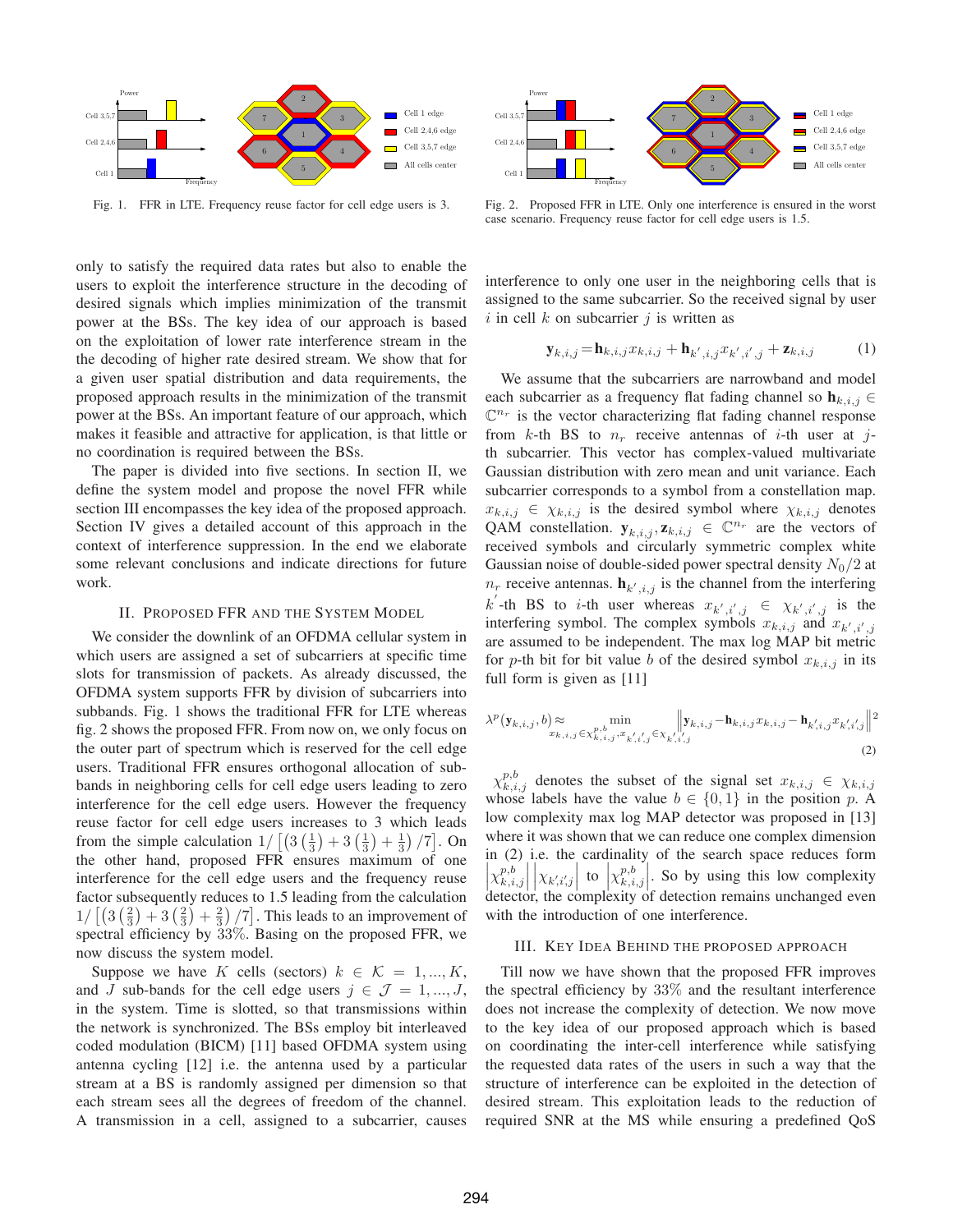Fig. 1. FFR in LTE. Frequency reuse factor for cell edge users is 3.

Fig. 2. Proposed FFR in LTE. Only one interference is ensured in the worst case scenario. Frequency reuse factor for cell edge users is 1.5.

only to satisfy the required data rates but also to enable the users to exploit the interference structure in the decoding of desired signals which implies minimization of the transmit power at the BSs. The key idea of our approach is based on the exploitation of lower rate interference stream in the the decoding of higher rate desired stream. We show that for a given user spatial distribution and data requirements, the proposed approach results in the minimization of the transmit power at the BSs. An important feature of our approach, which makes it feasible and attractive for application, is that little or no coordination is required between the BSs.

The paper is divided into five sections. In section II, we define the system model and propose the novel FFR while section III encompasses the key idea of the proposed approach. Section IV gives a detailed account of this approach in the context of interference suppression. In the end we elaborate some relevant conclusions and indicate directions for future work.

## II. Proposed FFR and the System Model

We consider the downlink of an OFDMA cellular system in which users are assigned a set of subcarriers at specific time slots for transmission of packets. As already discussed, the OFDMA system supports FFR by division of subcarriers into subbands. Fig. 1 shows the traditional FFR for LTE whereas fig. 2 shows the proposed FFR. From now on, we only focus on the outer part of spectrum which is reserved for the cell edge users. Traditional FFR ensures orthogonal allocation of sub-bands in neighboring cells for cell edge users leading to zero interference for the cell edge users. However the frequency reuse factor for cell edge users increases to 3 which leads from the simple calculation $1/\left[\left(3\left(\frac{1}{3}\right)+3\left(\frac{1}{3}\right)+\frac{1}{3}\right)/7\right]$. On the other hand, proposed FFR ensures maximum of one interference for the cell edge users and the frequency reuse factor subsequently reduces to 1.5 leading from the calculation $1/\left[\left(3\left(\frac{2}{3}\right)+3\left(\frac{2}{3}\right)+\frac{2}{3}\right)/7\right]$. This leads to an improvement of spectral efficiency by 33%. Basing on the proposed FFR, we now discuss the system model.

Suppose we have $K$ cells (sectors) $k \in \mathcal{K} = 1, ..., K$, and $J$ sub-bands for the cell edge users $j \in \mathcal{J} = 1, ..., J$, in the system. Time is slotted, so that transmissions within the network is synchronized. The BSs employ bit interleaved coded modulation (BICM) [11] based OFDMA system using antenna cycling [12] i.e. the antenna used by a particular stream at a BS is randomly assigned per dimension so that each stream sees all the degrees of freedom of the channel. A transmission in a cell, assigned to a subcarrier, causes interference to only one user in the neighboring cells that is assigned to the same subcarrier. So the received signal by user $i$ in cell $k$ on subcarrier $j$ is written as

$$\mathbf{y}_{k,i,j} = \mathbf{h}_{k,i,j} x_{k,i,j} + \mathbf{h}_{k',i,j} x_{k',i',j} + \mathbf{z}_{k,i,j} \tag{1}$$

We assume that the subcarriers are narrowband and model each subcarrier as a frequency flat fading channel so $\mathbf{h}_{k,i,j} \in \mathbb{C}^{n_r}$ is the vector characterizing flat fading channel response from $k$-th BS to $n_r$ receive antennas of $i$-th user at $j$-th subcarrier. This vector has complex-valued multivariate Gaussian distribution with zero mean and unit variance. Each subcarrier corresponds to a symbol from a constellation map. $x_{k,i,j} \in \chi_{k,i,j}$ is the desired symbol where $\chi_{k,i,j}$ denotes QAM constellation. $\mathbf{y}_{k,i,j}, \mathbf{z}_{k,i,j} \in \mathbb{C}^{n_r}$ are the vectors of received symbols and circularly symmetric complex white Gaussian noise of double-sided power spectral density $N_0/2$ at $n_r$ receive antennas. $\mathbf{h}_{k',i,j}$ is the channel from the interfering $k'$-th BS to $i$-th user whereas $x_{k',i',j} \in \chi_{k',i',j}$ is the interfering symbol. The complex symbols $x_{k,i,j}$ and $x_{k',i',j}$ are assumed to be independent. The max log MAP bit metric for $p$-th bit for bit value $b$ of the desired symbol $x_{k,i,j}$ in its full form is given as [11]

$$\lambda^p\left(\mathbf{y}_{k,i,j}, b\right) \approx \min_{x_{k,i,j} \in \chi^{p,b}_{k,i,j}, x_{k',i',j} \in \chi_{k',i',j}} \left\|\mathbf{y}_{k,i,j} - \mathbf{h}_{k,i,j} x_{k,i,j} - \mathbf{h}_{k',i,j} x_{k',i',j}\right\|^2 \tag{2}$$

$\chi^{p,b}_{k,i,j}$ denotes the subset of the signal set $x_{k,i,j} \in \chi_{k,i,j}$ whose labels have the value $b \in \{0, 1\}$ in the position $p$. A low complexity max log MAP detector was proposed in [13] where it was shown that we can reduce one complex dimension in (2) i.e. the cardinality of the search space reduces form $\left|\chi^{p,b}_{k,i,j}\right| \left|\chi_{k',i',j}\right|$ to $\left|\chi^{p,b}_{k,i,j}\right|$. So by using this low complexity detector, the complexity of detection remains unchanged even with the introduction of one interference.

## III. Key Idea Behind the Proposed Approach

Till now we have shown that the proposed FFR improves the spectral efficiency by 33% and the resultant interference does not increase the complexity of detection. We now move to the key idea of our proposed approach which is based on coordinating the inter-cell interference while satisfying the requested data rates of the users in such a way that the structure of interference can be exploited in the detection of desired stream. This exploitation leads to the reduction of required SNR at the MS while ensuring a predefined QoS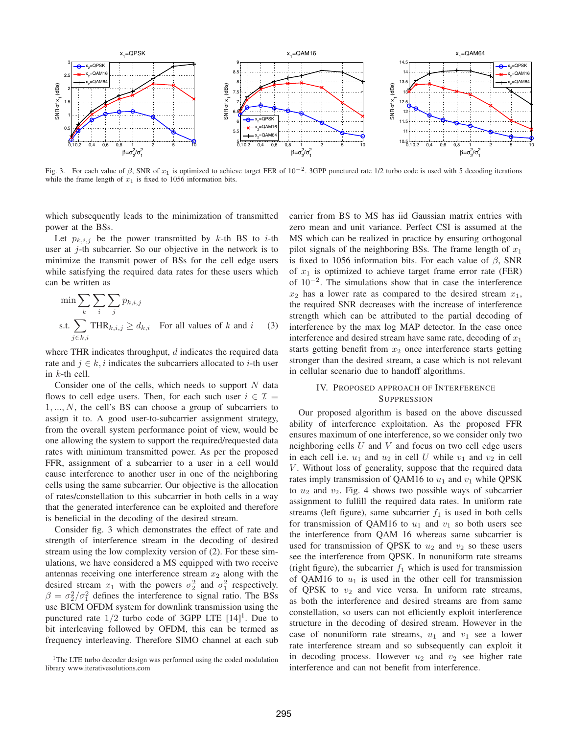Fig. 3. For each value of $\beta$, SNR of $x_1$ is optimized to achieve target FER of $10^{-2}$. 3GPP punctured rate 1/2 turbo code is used with 5 decoding iterations while the frame length of $x_1$ is fixed to 1056 information bits.

which subsequently leads to the minimization of transmitted power at the BSs.

Let $p_{k,i,j}$ be the power transmitted by $k$-th BS to $i$-th user at $j$-th subcarrier. So our objective in the network is to minimize the transmit power of BSs for the cell edge users while satisfying the required data rates for these users which can be written as

$$\min \sum_{k} \sum_{i} \sum_{j} p_{k,i,j}$$
$$\text{s.t.} \sum_{j \in k,i} \text{THR}_{k,i,j} \geq d_{k,i} \quad \text{For all values of } k \text{ and } i \tag{3}$$

where THR indicates throughput, $d$ indicates the required data rate and $j \in k, i$ indicates the subcarriers allocated to $i$-th user in $k$-th cell.

Consider one of the cells, which needs to support $N$ data flows to cell edge users. Then, for each such user $i \in \mathcal{I} = 1, ..., N$, the cell's BS can choose a group of subcarriers to assign it to. A good user-to-subcarrier assignment strategy, from the overall system performance point of view, would be one allowing the system to support the required/requested data rates with minimum transmitted power. As per the proposed FFR, assignment of a subcarrier to a user in a cell would cause interference to another user in one of the neighboring cells using the same subcarrier. Our objective is the allocation of rates/constellation to this subcarrier in both cells in a way that the generated interference can be exploited and therefore is beneficial in the decoding of the desired stream.

Consider fig. 3 which demonstrates the effect of rate and strength of interference stream in the decoding of desired stream using the low complexity version of (2). For these simulations, we have considered a MS equipped with two receive antennas receiving one interference stream $x_2$ along with the desired stream $x_1$ with the powers $\sigma_2^2$ and $\sigma_1^2$ respectively. $\beta = \sigma_2^2/\sigma_1^2$ defines the interference to signal ratio. The BSs use BICM OFDM system for downlink transmission using the punctured rate $1/2$ turbo code of 3GPP LTE [14][1]. Due to bit interleaving followed by OFDM, this can be termed as frequency interleaving. Therefore SIMO channel at each sub carrier from BS to MS has iid Gaussian matrix entries with zero mean and unit variance. Perfect CSI is assumed at the MS which can be realized in practice by ensuring orthogonal pilot signals of the neighboring BSs. The frame length of $x_1$ is fixed to 1056 information bits. For each value of $\beta$, SNR of $x_1$ is optimized to achieve target frame error rate (FER) of $10^{-2}$. The simulations show that in case the interference $x_2$ has a lower rate as compared to the desired stream $x_1$, the required SNR decreases with the increase of interference strength which can be attributed to the partial decoding of interference by the max log MAP detector. In the case once interference and desired stream have same rate, decoding of $x_1$ starts getting benefit from $x_2$ once interference starts getting stronger than the desired stream, a case which is not relevant in cellular scenario due to handoff algorithms.

[1]The LTE turbo decoder design was performed using the coded modulation library www.iterativesolutions.com

## IV. Proposed Approach of Interference Suppression

Our proposed algorithm is based on the above discussed ability of interference exploitation. As the proposed FFR ensures maximum of one interference, so we consider only two neighboring cells $U$ and $V$ and focus on two cell edge users in each cell i.e. $u_1$ and $u_2$ in cell $U$ while $v_1$ and $v_2$ in cell $V$. Without loss of generality, suppose that the required data rates imply transmission of QAM16 to $u_1$ and $v_1$ while QPSK to $u_2$ and $v_2$. Fig. 4 shows two possible ways of subcarrier assignment to fulfill the required data rates. In uniform rate streams (left figure), same subcarrier $f_1$ is used in both cells for transmission of QAM16 to $u_1$ and $v_1$ so both users see the interference from QAM 16 whereas same subcarrier is used for transmission of QPSK to $u_2$ and $v_2$ so these users see the interference from QPSK. In nonuniform rate streams (right figure), the subcarrier $f_1$ which is used for transmission of QAM16 to $u_1$ is used in the other cell for transmission of QPSK to $v_2$ and vice versa. In uniform rate streams, as both the interference and desired streams are from same constellation, so users can not efficiently exploit interference structure in the decoding of desired stream. However in the case of nonuniform rate streams, $u_1$ and $v_1$ see a lower rate interference stream and so subsequently can exploit it in decoding process. However $u_2$ and $v_2$ see higher rate interference and can not benefit from interference.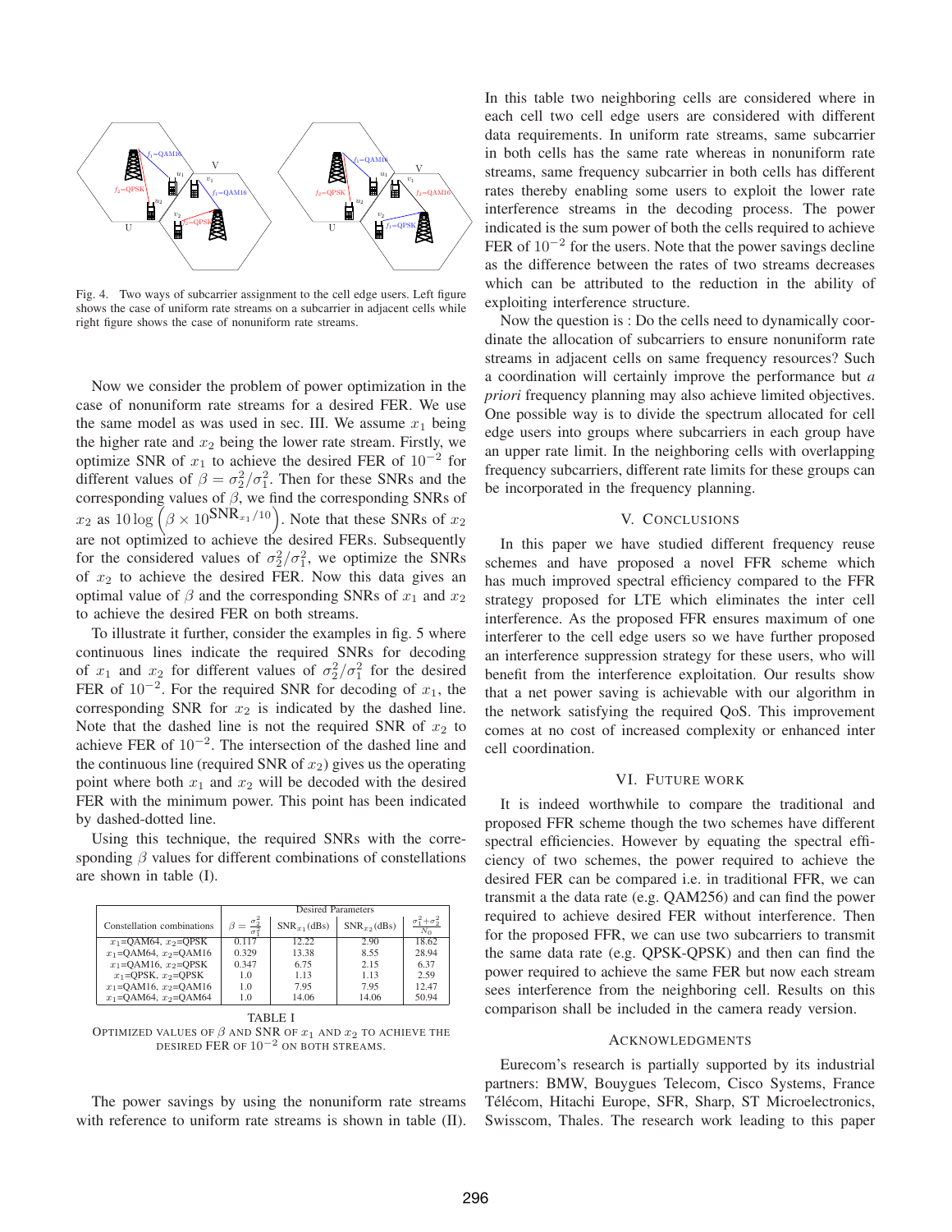Fig. 4. Two ways of subcarrier assignment to the cell edge users. Left figure shows the case of uniform rate streams on a subcarrier in adjacent cells while right figure shows the case of nonuniform rate streams.

Now we consider the problem of power optimization in the case of nonuniform rate streams for a desired FER. We use the same model as was used in sec. III. We assume $x_1$ being the higher rate and $x_2$ being the lower rate stream. Firstly, we optimize SNR of $x_1$ to achieve the desired FER of $10^{-2}$ for different values of $\beta = \sigma_2^2/\sigma_1^2$. Then for these SNRs and the corresponding values of $\beta$, we find the corresponding SNRs of $x_2$ as $10 \log \left(\beta \times 10^{\mathrm{SNR}_{x_1}/10}\right)$. Note that these SNRs of $x_2$ are not optimized to achieve the desired FERs. Subsequently for the considered values of $\sigma_2^2/\sigma_1^2$, we optimize the SNRs of $x_2$ to achieve the desired FER. Now this data gives an optimal value of $\beta$ and the corresponding SNRs of $x_1$ and $x_2$ to achieve the desired FER on both streams.

To illustrate it further, consider the examples in fig. 5 where continuous lines indicate the required SNRs for decoding of $x_1$ and $x_2$ for different values of $\sigma_2^2/\sigma_1^2$ for the desired FER of $10^{-2}$. For the required SNR for decoding of $x_1$, the corresponding SNR for $x_2$ is indicated by the dashed line. Note that the dashed line is not the required SNR of $x_2$ to achieve FER of $10^{-2}$. The intersection of the dashed line and the continuous line (required SNR of $x_2$) gives us the operating point where both $x_1$ and $x_2$ will be decoded with the desired FER with the minimum power. This point has been indicated by dashed-dotted line.

Using this technique, the required SNRs with the corresponding $\beta$ values for different combinations of constellations are shown in table (I).

| Constellation combinations | $\beta = \frac{\sigma_2^2}{\sigma_1^2}$ | $\mathrm{SNR}_{x_1}$(dBs) | $\mathrm{SNR}_{x_2}$(dBs) | $\frac{\sigma_1^2+\sigma_2^2}{N_0}$ |
|---|---|---|---|---|
| $x_1$=QAM64, $x_2$=QPSK | 0.117 | 12.22 | 2.90 | 18.62 |
| $x_1$=QAM64, $x_2$=QAM16 | 0.329 | 13.38 | 8.55 | 28.94 |
| $x_1$=QAM16, $x_2$=QPSK | 0.347 | 6.75 | 2.15 | 6.37 |
| $x_1$=QPSK, $x_2$=QPSK | 1.0 | 1.13 | 1.13 | 2.59 |
| $x_1$=QAM16, $x_2$=QAM16 | 1.0 | 7.95 | 7.95 | 12.47 |
| $x_1$=QAM64, $x_2$=QAM64 | 1.0 | 14.06 | 14.06 | 50.94 |

TABLE I
OPTIMIZED VALUES OF $\beta$ AND SNR OF $x_1$ AND $x_2$ TO ACHIEVE THE DESIRED FER OF $10^{-2}$ ON BOTH STREAMS.

The power savings by using the nonuniform rate streams with reference to uniform rate streams is shown in table (II). In this table two neighboring cells are considered where in each cell two cell edge users are considered with different data requirements. In uniform rate streams, same subcarrier in both cells has the same rate whereas in nonuniform rate streams, same frequency subcarrier in both cells has different rates thereby enabling some users to exploit the lower rate interference streams in the decoding process. The power indicated is the sum power of both the cells required to achieve FER of $10^{-2}$ for the users. Note that the power savings decline as the difference between the rates of two streams decreases which can be attributed to the reduction in the ability of exploiting interference structure.

Now the question is : Do the cells need to dynamically coordinate the allocation of subcarriers to ensure nonuniform rate streams in adjacent cells on same frequency resources? Such a coordination will certainly improve the performance but *a priori* frequency planning may also achieve limited objectives. One possible way is to divide the spectrum allocated for cell edge users into groups where subcarriers in each group have an upper rate limit. In the neighboring cells with overlapping frequency subcarriers, different rate limits for these groups can be incorporated in the frequency planning.

## V. Conclusions

In this paper we have studied different frequency reuse schemes and have proposed a novel FFR scheme which has much improved spectral efficiency compared to the FFR strategy proposed for LTE which eliminates the inter cell interference. As the proposed FFR ensures maximum of one interferer to the cell edge users so we have further proposed an interference suppression strategy for these users, who will benefit from the interference exploitation. Our results show that a net power saving is achievable with our algorithm in the network satisfying the required QoS. This improvement comes at no cost of increased complexity or enhanced inter cell coordination.

## VI. Future Work

It is indeed worthwhile to compare the traditional and proposed FFR scheme though the two schemes have different spectral efficiencies. However by equating the spectral efficiency of two schemes, the power required to achieve the desired FER can be compared i.e. in traditional FFR, we can transmit a the data rate (e.g. QAM256) and can find the power required to achieve desired FER without interference. Then for the proposed FFR, we can use two subcarriers to transmit the same data rate (e.g. QPSK-QPSK) and then can find the power required to achieve the same FER but now each stream sees interference from the neighboring cell. Results on this comparison shall be included in the camera ready version.

## Acknowledgments

Eurecom's research is partially supported by its industrial partners: BMW, Bouygues Telecom, Cisco Systems, France Télécom, Hitachi Europe, SFR, Sharp, ST Microelectronics, Swisscom, Thales. The research work leading to this paper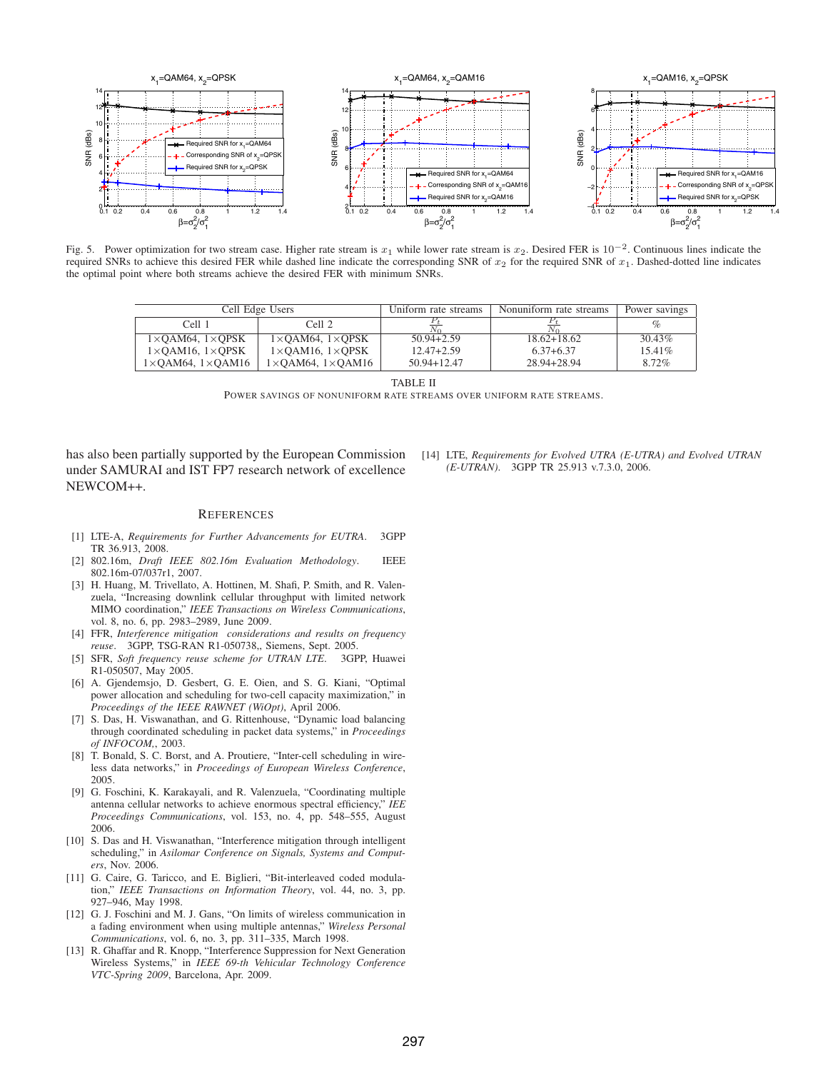x$_1$=QAM64, x$_2$=QPSK

SNR (dBs)

β=σ$_2^2$/σ$_1^2$

Required SNR for x$_1$=QAM64
Corresponding SNR of x$_2$=QPSK
Required SNR for x$_2$=QPSK

x$_1$=QAM64, x$_2$=QAM16

SNR (dBs)

β=σ$_2^2$/σ$_1^2$

Required SNR for x$_1$=QAM64
Corresponding SNR of x$_2$=QAM16
Required SNR for x$_2$=QAM16

x$_1$=QAM16, x$_2$=QPSK

SNR (dBs)

β=σ$_2^2$/σ$_1^2$

Required SNR for x$_1$=QAM16
Corresponding SNR of x$_2$=QPSK
Required SNR for x$_2$=QPSK

Fig. 5. Power optimization for two stream case. Higher rate stream is $x_1$ while lower rate stream is $x_2$. Desired FER is $10^{-2}$. Continuous lines indicate the required SNRs to achieve this desired FER while dashed line indicate the corresponding SNR of $x_2$ for the required SNR of $x_1$. Dashed-dotted line indicates the optimal point where both streams achieve the desired FER with minimum SNRs.

| Cell Edge Users | | Uniform rate streams | Nonuniform rate streams | Power savings |
|---|---|---|---|---|
| Cell 1 | Cell 2 | $\frac{P_t}{N_0}$ | $\frac{P_t}{N_0}$ | % |
| 1×QAM64, 1×QPSK | 1×QAM64, 1×QPSK | 50.94+2.59 | 18.62+18.62 | 30.43% |
| 1×QAM16, 1×QPSK | 1×QAM16, 1×QPSK | 12.47+2.59 | 6.37+6.37 | 15.41% |
| 1×QAM64, 1×QAM16 | 1×QAM64, 1×QAM16 | 50.94+12.47 | 28.94+28.94 | 8.72% |

TABLE II

POWER SAVINGS OF NONUNIFORM RATE STREAMS OVER UNIFORM RATE STREAMS.

has also been partially supported by the European Commission under SAMURAI and IST FP7 research network of excellence NEWCOM++.

## REFERENCES

[1] LTE-A, *Requirements for Further Advancements for EUTRA*. 3GPP TR 36.913, 2008.

[2] 802.16m, *Draft IEEE 802.16m Evaluation Methodology*. IEEE 802.16m-07/037r1, 2007.

[3] H. Huang, M. Trivellato, A. Hottinen, M. Shafi, P. Smith, and R. Valenzuela, "Increasing downlink cellular throughput with limited network MIMO coordination," *IEEE Transactions on Wireless Communications*, vol. 8, no. 6, pp. 2983–2989, June 2009.

[4] FFR, *Interference mitigation considerations and results on frequency reuse*. 3GPP, TSG-RAN R1-050738,, Siemens, Sept. 2005.

[5] SFR, *Soft frequency reuse scheme for UTRAN LTE*. 3GPP, Huawei R1-050507, May 2005.

[6] A. Gjendemsjo, D. Gesbert, G. E. Oien, and S. G. Kiani, "Optimal power allocation and scheduling for two-cell capacity maximization," in *Proceedings of the IEEE RAWNET (WiOpt)*, April 2006.

[7] S. Das, H. Viswanathan, and G. Rittenhouse, "Dynamic load balancing through coordinated scheduling in packet data systems," in *Proceedings of INFOCOM,*, 2003.

[8] T. Bonald, S. C. Borst, and A. Proutiere, "Inter-cell scheduling in wireless data networks," in *Proceedings of European Wireless Conference*, 2005.

[9] G. Foschini, K. Karakayali, and R. Valenzuela, "Coordinating multiple antenna cellular networks to achieve enormous spectral efficiency," *IEE Proceedings Communications*, vol. 153, no. 4, pp. 548–555, August 2006.

[10] S. Das and H. Viswanathan, "Interference mitigation through intelligent scheduling," in *Asilomar Conference on Signals, Systems and Computers*, Nov. 2006.

[11] G. Caire, G. Taricco, and E. Biglieri, "Bit-interleaved coded modulation," *IEEE Transactions on Information Theory*, vol. 44, no. 3, pp. 927–946, May 1998.

[12] G. J. Foschini and M. J. Gans, "On limits of wireless communication in a fading environment when using multiple antennas," *Wireless Personal Communications*, vol. 6, no. 3, pp. 311–335, March 1998.

[13] R. Ghaffar and R. Knopp, "Interference Suppression for Next Generation Wireless Systems," in *IEEE 69-th Vehicular Technology Conference VTC-Spring 2009*, Barcelona, Apr. 2009.

[14] LTE, *Requirements for Evolved UTRA (E-UTRA) and Evolved UTRAN (E-UTRAN)*. 3GPP TR 25.913 v.7.3.0, 2006.